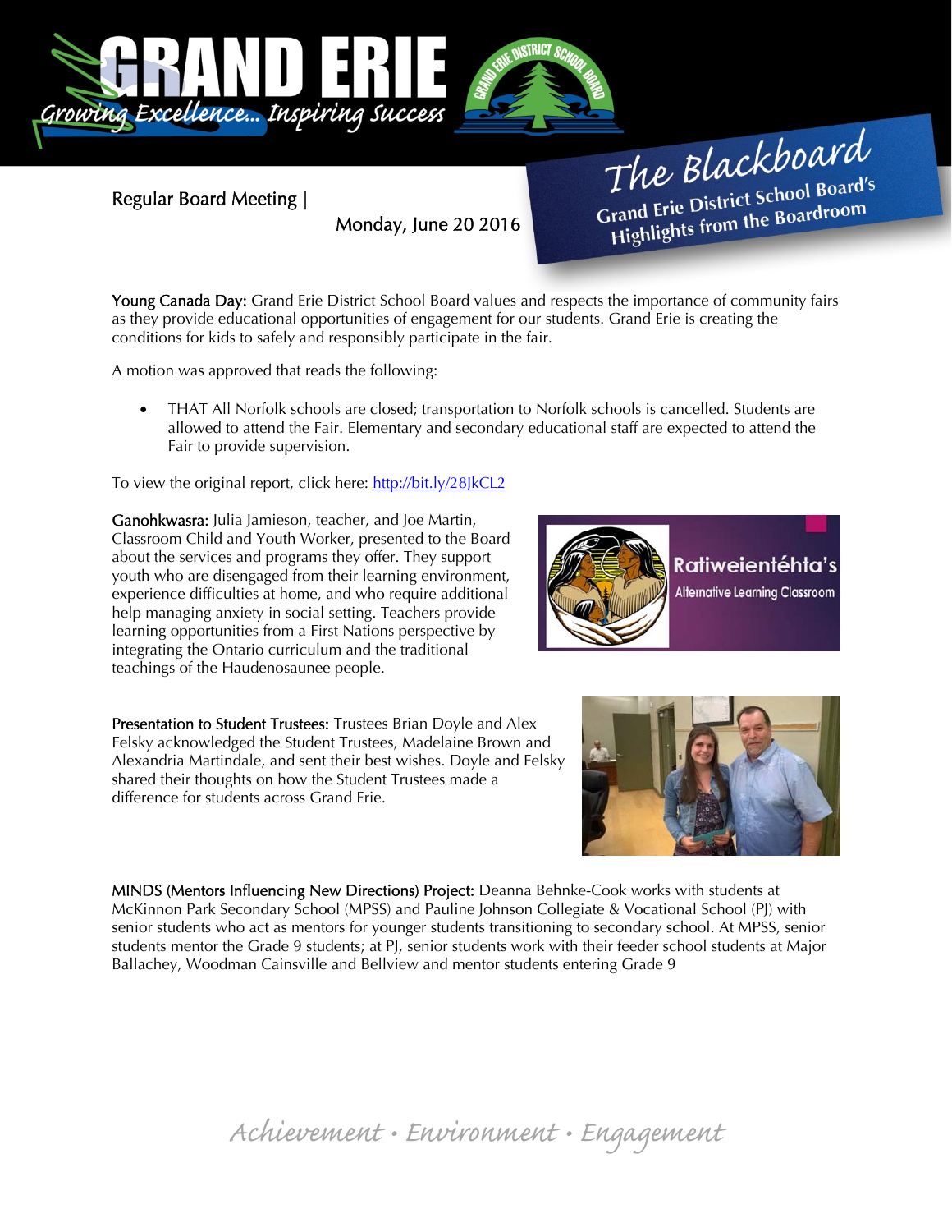# The Blackboard

**Grand Erie District School Board's Highlights from the Boardroom**

Regular Board Meeting | Monday, June 20 2016

**Young Canada Day:** Grand Erie District School Board values and respects the importance of community fairs as they provide educational opportunities of engagement for our students. Grand Erie is creating the conditions for kids to safely and responsibly participate in the fair.

A motion was approved that reads the following:

- THAT All Norfolk schools are closed; transportation to Norfolk schools is cancelled. Students are allowed to attend the Fair. Elementary and secondary educational staff are expected to attend the Fair to provide supervision.

To view the original report, click here: http://bit.ly/28JkCL2

**Ganohkwasra:** Julia Jamieson, teacher, and Joe Martin, Classroom Child and Youth Worker, presented to the Board about the services and programs they offer. They support youth who are disengaged from their learning environment, experience difficulties at home, and who require additional help managing anxiety in social setting. Teachers provide learning opportunities from a First Nations perspective by integrating the Ontario curriculum and the traditional teachings of the Haudenosaunee people.

**Presentation to Student Trustees:** Trustees Brian Doyle and Alex Felsky acknowledged the Student Trustees, Madelaine Brown and Alexandria Martindale, and sent their best wishes. Doyle and Felsky shared their thoughts on how the Student Trustees made a difference for students across Grand Erie.

**MINDS (Mentors Influencing New Directions) Project:** Deanna Behnke-Cook works with students at McKinnon Park Secondary School (MPSS) and Pauline Johnson Collegiate & Vocational School (PJ) with senior students who act as mentors for younger students transitioning to secondary school. At MPSS, senior students mentor the Grade 9 students; at PJ, senior students work with their feeder school students at Major Ballachey, Woodman Cainsville and Bellview and mentor students entering Grade 9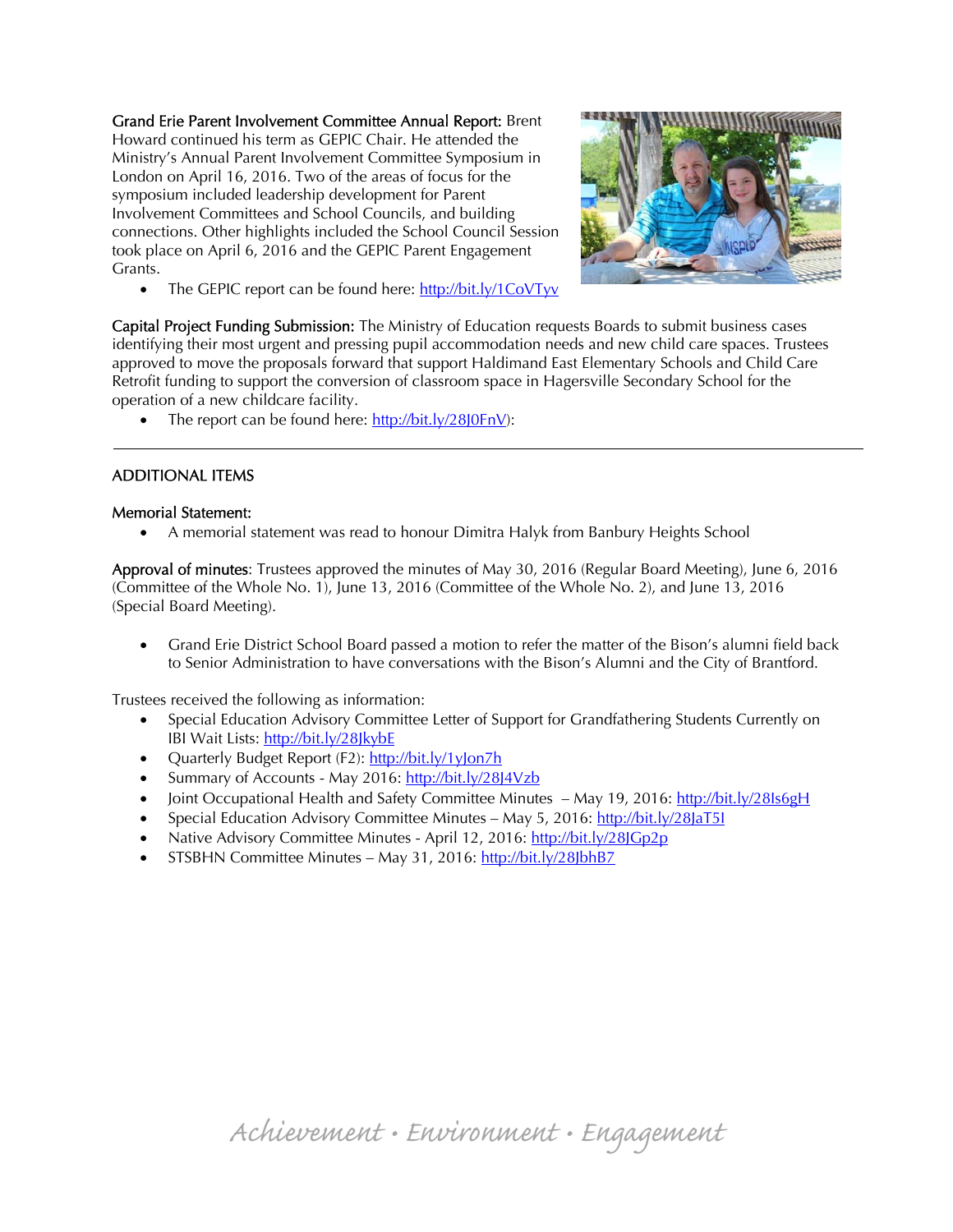**Grand Erie Parent Involvement Committee Annual Report:** Brent Howard continued his term as GEPIC Chair. He attended the Ministry's Annual Parent Involvement Committee Symposium in London on April 16, 2016. Two of the areas of focus for the symposium included leadership development for Parent Involvement Committees and School Councils, and building connections. Other highlights included the School Council Session took place on April 6, 2016 and the GEPIC Parent Engagement Grants.

- The GEPIC report can be found here: http://bit.ly/1CoVTyv

**Capital Project Funding Submission:** The Ministry of Education requests Boards to submit business cases identifying their most urgent and pressing pupil accommodation needs and new child care spaces. Trustees approved to move the proposals forward that support Haldimand East Elementary Schools and Child Care Retrofit funding to support the conversion of classroom space in Hagersville Secondary School for the operation of a new childcare facility.

- The report can be found here: http://bit.ly/28J0FnV):

---

## ADDITIONAL ITEMS

**Memorial Statement:**

- A memorial statement was read to honour Dimitra Halyk from Banbury Heights School

**Approval of minutes**: Trustees approved the minutes of May 30, 2016 (Regular Board Meeting), June 6, 2016 (Committee of the Whole No. 1), June 13, 2016 (Committee of the Whole No. 2), and June 13, 2016 (Special Board Meeting).

- Grand Erie District School Board passed a motion to refer the matter of the Bison's alumni field back to Senior Administration to have conversations with the Bison's Alumni and the City of Brantford.

Trustees received the following as information:

- Special Education Advisory Committee Letter of Support for Grandfathering Students Currently on IBI Wait Lists: http://bit.ly/28JkybE
- Quarterly Budget Report (F2): http://bit.ly/1yJon7h
- Summary of Accounts - May 2016: http://bit.ly/28J4Vzb
- Joint Occupational Health and Safety Committee Minutes – May 19, 2016: http://bit.ly/28Is6gH
- Special Education Advisory Committee Minutes – May 5, 2016: http://bit.ly/28JaT5I
- Native Advisory Committee Minutes - April 12, 2016: http://bit.ly/28JGp2p
- STSBHN Committee Minutes – May 31, 2016: http://bit.ly/28JbhB7